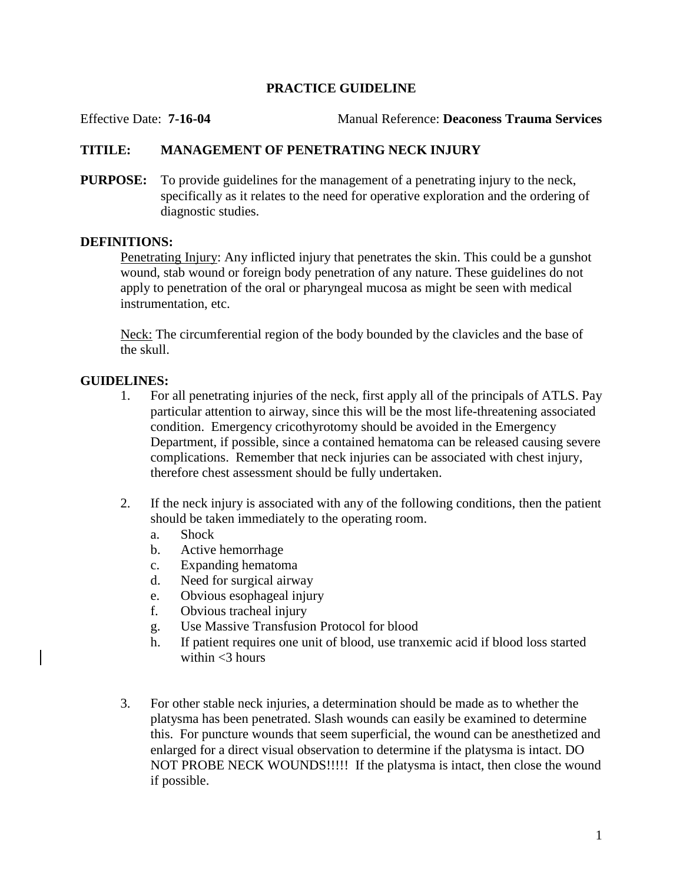# PRACTICE GUIDELINE

Effective Date: **7-16-04** Manual Reference: **Deaconess Trauma Services**

**TITILE: MANAGEMENT OF PENETRATING NECK INJURY**

**PURPOSE:** To provide guidelines for the management of a penetrating injury to the neck, specifically as it relates to the need for operative exploration and the ordering of diagnostic studies.

**DEFINITIONS:**

Penetrating Injury: Any inflicted injury that penetrates the skin. This could be a gunshot wound, stab wound or foreign body penetration of any nature. These guidelines do not apply to penetration of the oral or pharyngeal mucosa as might be seen with medical instrumentation, etc.

Neck: The circumferential region of the body bounded by the clavicles and the base of the skull.

**GUIDELINES:**

1. For all penetrating injuries of the neck, first apply all of the principals of ATLS. Pay particular attention to airway, since this will be the most life-threatening associated condition. Emergency cricothyrotomy should be avoided in the Emergency Department, if possible, since a contained hematoma can be released causing severe complications. Remember that neck injuries can be associated with chest injury, therefore chest assessment should be fully undertaken.

2. If the neck injury is associated with any of the following conditions, then the patient should be taken immediately to the operating room.
   a. Shock
   b. Active hemorrhage
   c. Expanding hematoma
   d. Need for surgical airway
   e. Obvious esophageal injury
   f. Obvious tracheal injury
   g. Use Massive Transfusion Protocol for blood
   h. If patient requires one unit of blood, use tranxemic acid if blood loss started within <3 hours

3. For other stable neck injuries, a determination should be made as to whether the platysma has been penetrated. Slash wounds can easily be examined to determine this. For puncture wounds that seem superficial, the wound can be anesthetized and enlarged for a direct visual observation to determine if the platysma is intact. DO NOT PROBE NECK WOUNDS!!!!! If the platysma is intact, then close the wound if possible.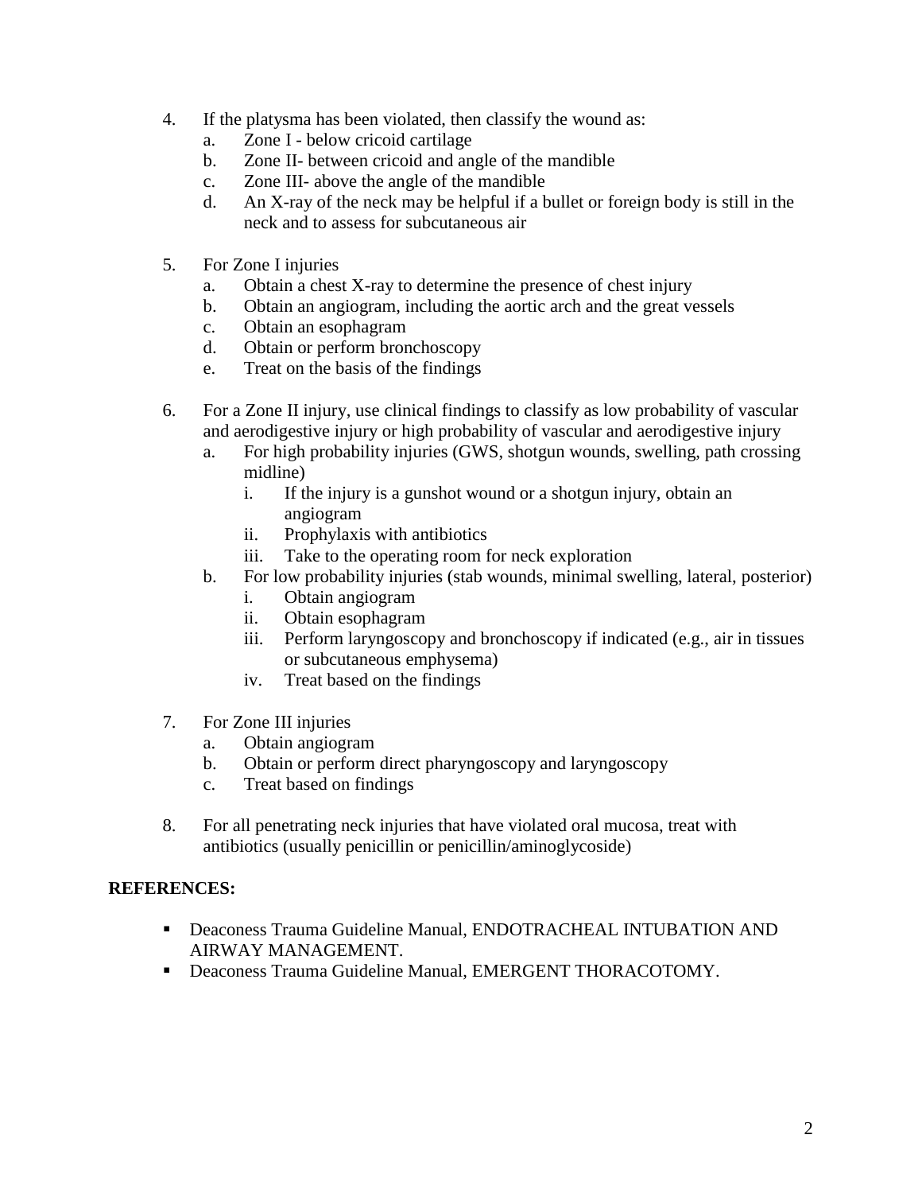4. If the platysma has been violated, then classify the wound as:
   a. Zone I - below cricoid cartilage
   b. Zone II- between cricoid and angle of the mandible
   c. Zone III- above the angle of the mandible
   d. An X-ray of the neck may be helpful if a bullet or foreign body is still in the neck and to assess for subcutaneous air

5. For Zone I injuries
   a. Obtain a chest X-ray to determine the presence of chest injury
   b. Obtain an angiogram, including the aortic arch and the great vessels
   c. Obtain an esophagram
   d. Obtain or perform bronchoscopy
   e. Treat on the basis of the findings

6. For a Zone II injury, use clinical findings to classify as low probability of vascular and aerodigestive injury or high probability of vascular and aerodigestive injury
   a. For high probability injuries (GWS, shotgun wounds, swelling, path crossing midline)
      i. If the injury is a gunshot wound or a shotgun injury, obtain an angiogram
      ii. Prophylaxis with antibiotics
      iii. Take to the operating room for neck exploration
   b. For low probability injuries (stab wounds, minimal swelling, lateral, posterior)
      i. Obtain angiogram
      ii. Obtain esophagram
      iii. Perform laryngoscopy and bronchoscopy if indicated (e.g., air in tissues or subcutaneous emphysema)
      iv. Treat based on the findings

7. For Zone III injuries
   a. Obtain angiogram
   b. Obtain or perform direct pharyngoscopy and laryngoscopy
   c. Treat based on findings

8. For all penetrating neck injuries that have violated oral mucosa, treat with antibiotics (usually penicillin or penicillin/aminoglycoside)

**REFERENCES:**

- Deaconess Trauma Guideline Manual, ENDOTRACHEAL INTUBATION AND AIRWAY MANAGEMENT.
- Deaconess Trauma Guideline Manual, EMERGENT THORACOTOMY.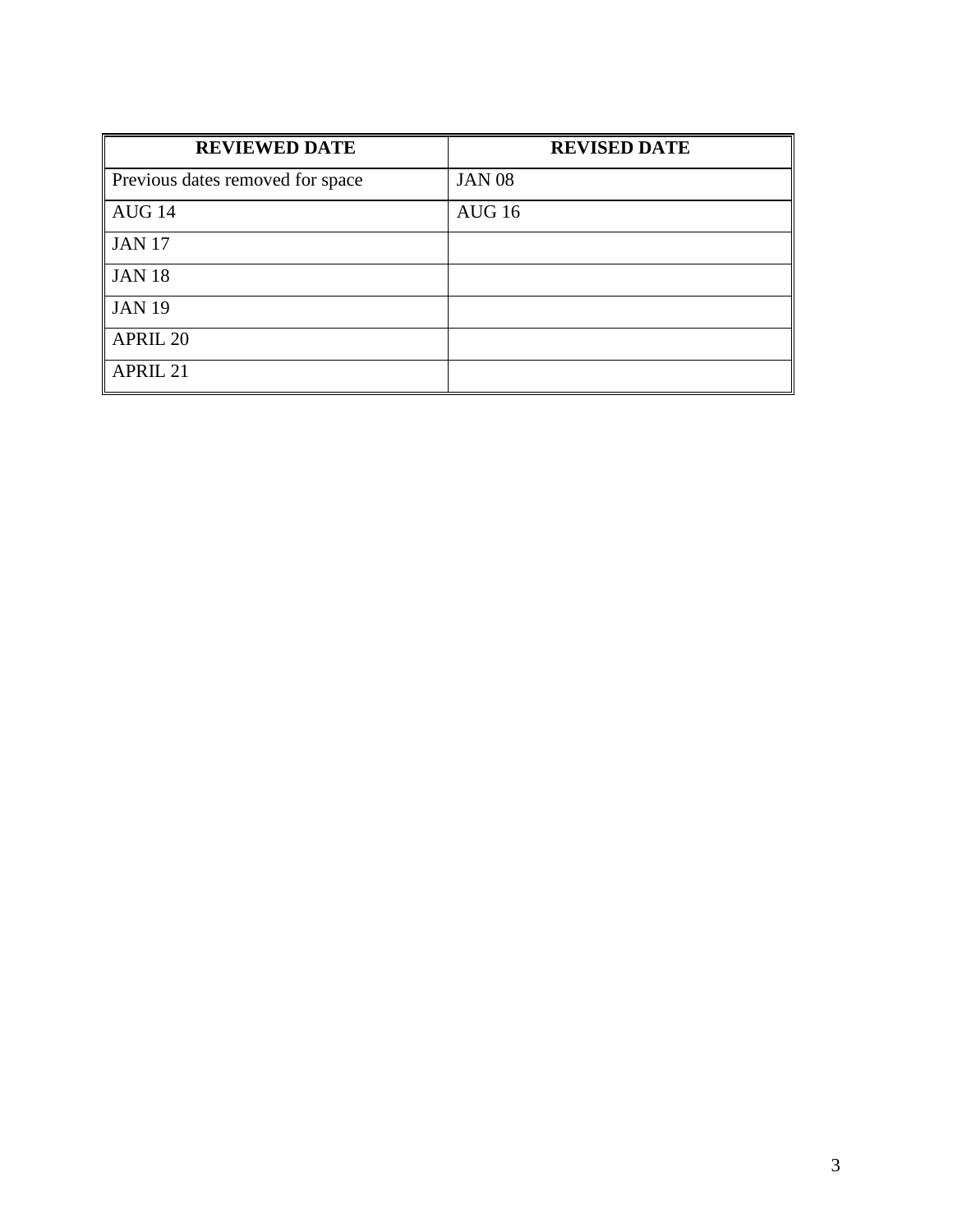| REVIEWED DATE | REVISED DATE |
| --- | --- |
| Previous dates removed for space | JAN 08 |
| AUG 14 | AUG 16 |
| JAN 17 | |
| JAN 18 | |
| JAN 19 | |
| APRIL 20 | |
| APRIL 21 | |